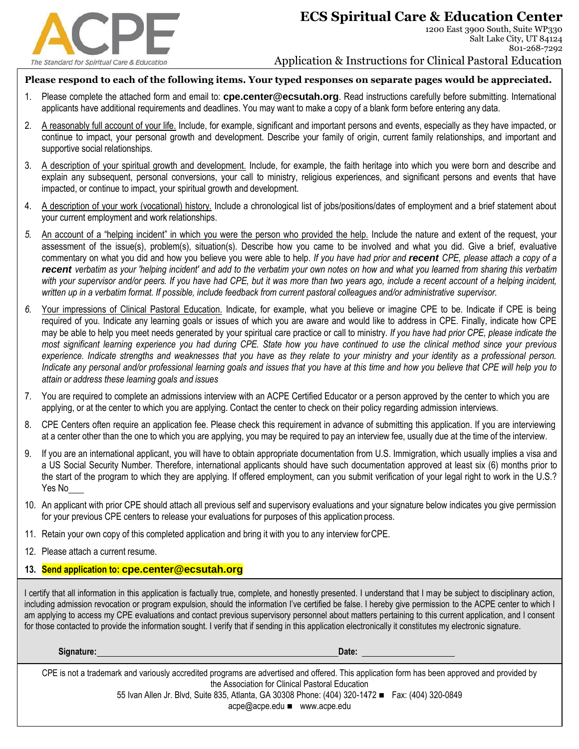ACPE

The Standard for Spiritual Care & Education

# ECS Spiritual Care & Education Center

1200 East 3900 South, Suite WP330
Salt Lake City, UT 84124
801-268-7292

## Application & Instructions for Clinical Pastoral Education

**Please respond to each of the following items. Your typed responses on separate pages would be appreciated.**

1. Please complete the attached form and email to: **cpe.center@ecsutah.org**. Read instructions carefully before submitting. International applicants have additional requirements and deadlines. You may want to make a copy of a blank form before entering any data.
2. A reasonably full account of your life. Include, for example, significant and important persons and events, especially as they have impacted, or continue to impact, your personal growth and development. Describe your family of origin, current family relationships, and important and supportive social relationships.
3. A description of your spiritual growth and development. Include, for example, the faith heritage into which you were born and describe and explain any subsequent, personal conversions, your call to ministry, religious experiences, and significant persons and events that have impacted, or continue to impact, your spiritual growth and development.
4. A description of your work (vocational) history. Include a chronological list of jobs/positions/dates of employment and a brief statement about your current employment and work relationships.
5. An account of a "helping incident" in which you were the person who provided the help. Include the nature and extent of the request, your assessment of the issue(s), problem(s), situation(s). Describe how you came to be involved and what you did. Give a brief, evaluative commentary on what you did and how you believe you were able to help. *If you have had prior and **recent** CPE, please attach a copy of a **recent** verbatim as your 'helping incident' and add to the verbatim your own notes on how and what you learned from sharing this verbatim with your supervisor and/or peers. If you have had CPE, but it was more than two years ago, include a recent account of a helping incident, written up in a verbatim format. If possible, include feedback from current pastoral colleagues and/or administrative supervisor.*
6. Your impressions of Clinical Pastoral Education. Indicate, for example, what you believe or imagine CPE to be. Indicate if CPE is being required of you. Indicate any learning goals or issues of which you are aware and would like to address in CPE. Finally, indicate how CPE may be able to help you meet needs generated by your spiritual care practice or call to ministry. *If you have had prior CPE, please indicate the most significant learning experience you had during CPE. State how you have continued to use the clinical method since your previous experience. Indicate strengths and weaknesses that you have as they relate to your ministry and your identity as a professional person. Indicate any personal and/or professional learning goals and issues that you have at this time and how you believe that CPE will help you to attain or address these learning goals and issues*
7. You are required to complete an admissions interview with an ACPE Certified Educator or a person approved by the center to which you are applying, or at the center to which you are applying. Contact the center to check on their policy regarding admission interviews.
8. CPE Centers often require an application fee. Please check this requirement in advance of submitting this application. If you are interviewing at a center other than the one to which you are applying, you may be required to pay an interview fee, usually due at the time of the interview.
9. If you are an international applicant, you will have to obtain appropriate documentation from U.S. Immigration, which usually implies a visa and a US Social Security Number. Therefore, international applicants should have such documentation approved at least six (6) months prior to the start of the program to which they are applying. If offered employment, can you submit verification of your legal right to work in the U.S.? Yes No\_\_\_
10. An applicant with prior CPE should attach all previous self and supervisory evaluations and your signature below indicates you give permission for your previous CPE centers to release your evaluations for purposes of this application process.
11. Retain your own copy of this completed application and bring it with you to any interview for CPE.
12. Please attach a current resume.
13. **Send application to: cpe.center@ecsutah.org**

I certify that all information in this application is factually true, complete, and honestly presented. I understand that I may be subject to disciplinary action, including admission revocation or program expulsion, should the information I've certified be false. I hereby give permission to the ACPE center to which I am applying to access my CPE evaluations and contact previous supervisory personnel about matters pertaining to this current application, and I consent for those contacted to provide the information sought. I verify that if sending in this application electronically it constitutes my electronic signature.

**Signature:** \_\_\_\_\_\_\_\_\_\_\_\_\_\_\_\_\_\_\_\_\_\_\_\_\_\_\_\_\_\_ **Date:** \_\_\_\_\_\_\_\_\_\_\_\_\_\_

CPE is not a trademark and variously accredited programs are advertised and offered. This application form has been approved and provided by the Association for Clinical Pastoral Education

55 Ivan Allen Jr. Blvd, Suite 835, Atlanta, GA 30308 Phone: (404) 320-1472 ■ Fax: (404) 320-0849

acpe@acpe.edu ■ www.acpe.edu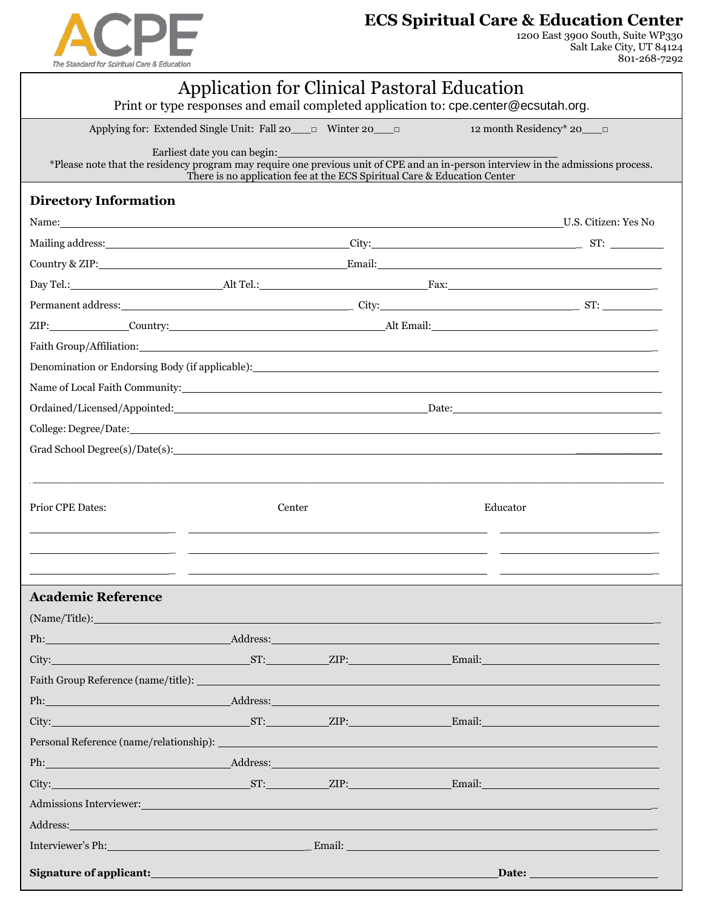ACPE
The Standard for Spiritual Care & Education

**ECS Spiritual Care & Education Center**
1200 East 3900 South, Suite WP330
Salt Lake City, UT 84124
801-268-7292

# Application for Clinical Pastoral Education

Print or type responses and email completed application to: cpe.center@ecsutah.org.

Applying for: Extended Single Unit: Fall 20___□ Winter 20___□ 12 month Residency* 20___□

Earliest date you can begin:_______________________________________________

*Please note that the residency program may require one previous unit of CPE and an in-person interview in the admissions process.
There is no application fee at the ECS Spiritual Care & Education Center

## Directory Information

Name:_______________________________________________ U.S. Citizen: Yes No

Mailing address:_______________________City:_______________________ ST: ________

Country & ZIP:_______________________Email:_______________________

Day Tel.:_______________Alt Tel.:_______________Fax:_______________

Permanent address:_______________________ City:_______________________ ST: ________

ZIP:__________Country:_______________________Alt Email:_______________________

Faith Group/Affiliation:_______________________________________________

Denomination or Endorsing Body (if applicable):_______________________________________________

Name of Local Faith Community:_______________________________________________

Ordained/Licensed/Appointed:_______________________Date:_______________________

College: Degree/Date:_______________________________________________

Grad School Degree(s)/Date(s):_______________________________________________

_______________________________________________

| Prior CPE Dates: | Center | Educator |
|---|---|---|
| ______________ | ______________ | ______________ |
| ______________ | ______________ | ______________ |
| ______________ | ______________ | ______________ |

## Academic Reference

(Name/Title):_______________________________________________

Ph:_______________________Address:_______________________

City:_______________________ST:__________ZIP:__________Email:_______________________

Faith Group Reference (name/title): _______________________________________________

Ph:_______________________Address:_______________________

City:_______________________ST:__________ZIP:__________Email:_______________________

Personal Reference (name/relationship): _______________________________________________

Ph:_______________________Address:_______________________

City:_______________________ST:__________ZIP:__________Email:_______________________

Admissions Interviewer:_______________________________________________

Address:_______________________________________________

Interviewer's Ph:_______________________ Email: _______________________

**Signature of applicant:**_______________________________________________**Date:** ______________